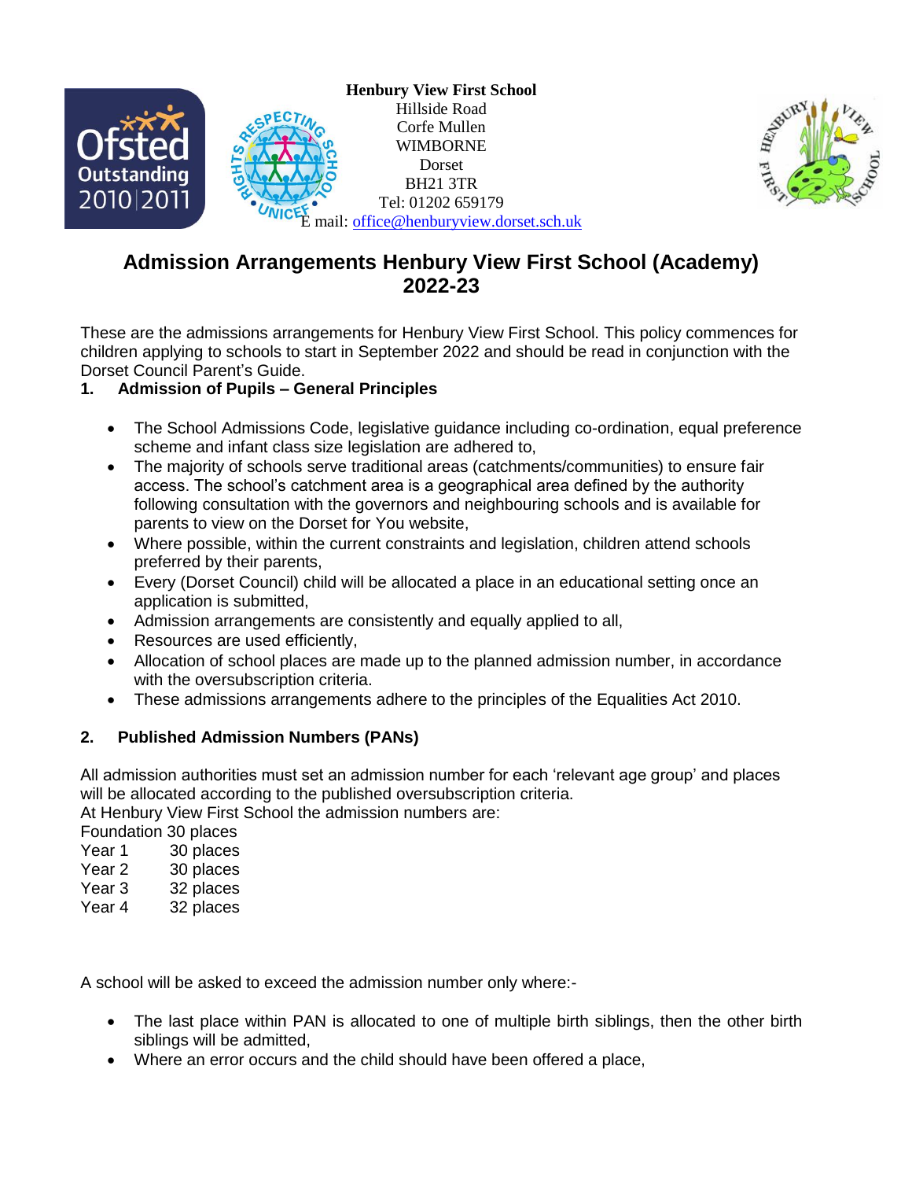**Henbury View First School**
Hillside Road
Corfe Mullen
WIMBORNE
Dorset
BH21 3TR
Tel: 01202 659179
E mail: office@henburyview.dorset.sch.uk

# Admission Arrangements Henbury View First School (Academy) 2022-23

These are the admissions arrangements for Henbury View First School. This policy commences for children applying to schools to start in September 2022 and should be read in conjunction with the Dorset Council Parent's Guide.

## 1. Admission of Pupils – General Principles

- The School Admissions Code, legislative guidance including co-ordination, equal preference scheme and infant class size legislation are adhered to,
- The majority of schools serve traditional areas (catchments/communities) to ensure fair access. The school's catchment area is a geographical area defined by the authority following consultation with the governors and neighbouring schools and is available for parents to view on the Dorset for You website,
- Where possible, within the current constraints and legislation, children attend schools preferred by their parents,
- Every (Dorset Council) child will be allocated a place in an educational setting once an application is submitted,
- Admission arrangements are consistently and equally applied to all,
- Resources are used efficiently,
- Allocation of school places are made up to the planned admission number, in accordance with the oversubscription criteria.
- These admissions arrangements adhere to the principles of the Equalities Act 2010.

## 2. Published Admission Numbers (PANs)

All admission authorities must set an admission number for each 'relevant age group' and places will be allocated according to the published oversubscription criteria.

At Henbury View First School the admission numbers are:

Foundation 30 places
Year 1 30 places
Year 2 30 places
Year 3 32 places
Year 4 32 places

A school will be asked to exceed the admission number only where:-

- The last place within PAN is allocated to one of multiple birth siblings, then the other birth siblings will be admitted,
- Where an error occurs and the child should have been offered a place,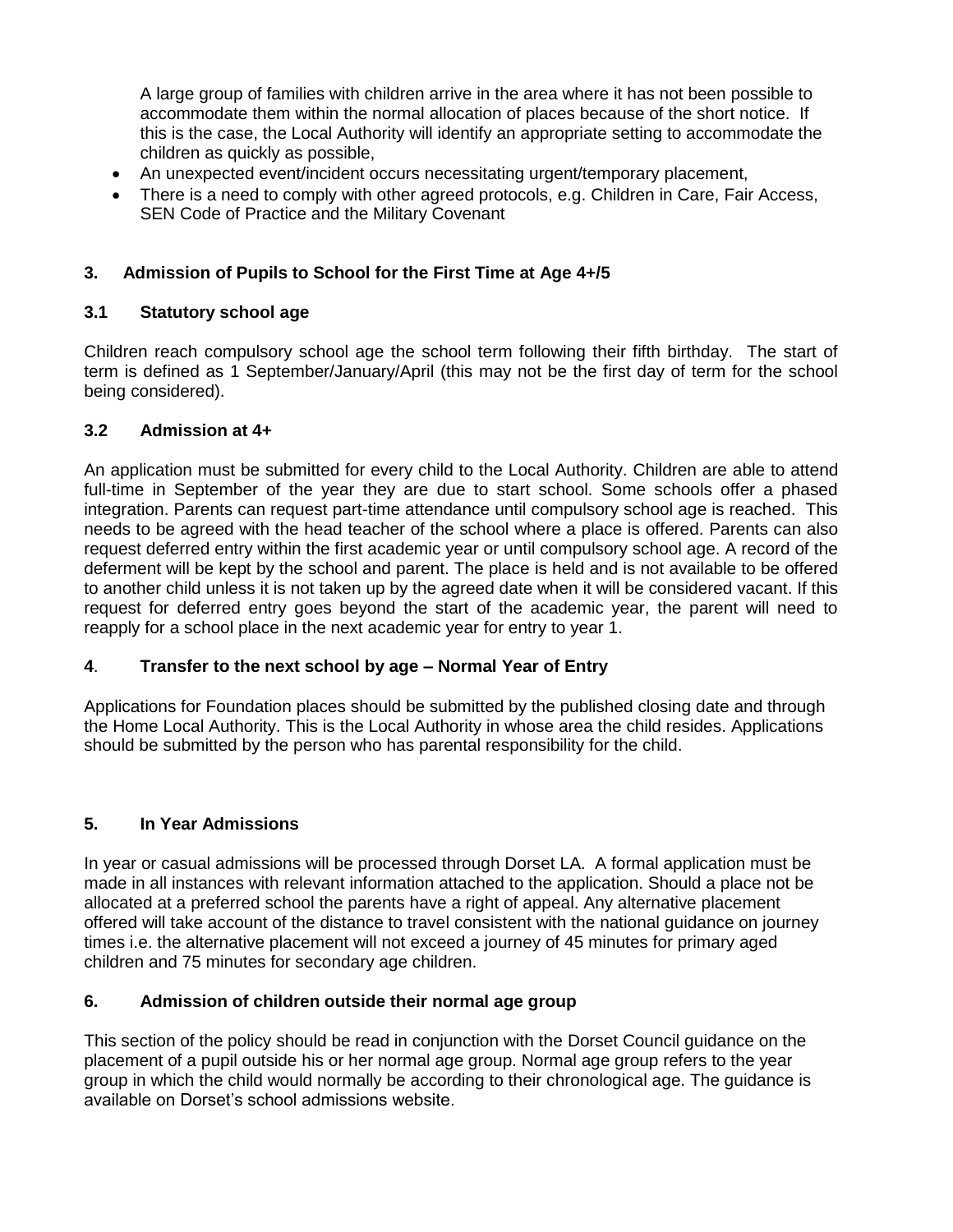A large group of families with children arrive in the area where it has not been possible to accommodate them within the normal allocation of places because of the short notice. If this is the case, the Local Authority will identify an appropriate setting to accommodate the children as quickly as possible,

- An unexpected event/incident occurs necessitating urgent/temporary placement,
- There is a need to comply with other agreed protocols, e.g. Children in Care, Fair Access, SEN Code of Practice and the Military Covenant

## 3. Admission of Pupils to School for the First Time at Age 4+/5

### 3.1 Statutory school age

Children reach compulsory school age the school term following their fifth birthday. The start of term is defined as 1 September/January/April (this may not be the first day of term for the school being considered).

### 3.2 Admission at 4+

An application must be submitted for every child to the Local Authority. Children are able to attend full-time in September of the year they are due to start school. Some schools offer a phased integration. Parents can request part-time attendance until compulsory school age is reached. This needs to be agreed with the head teacher of the school where a place is offered. Parents can also request deferred entry within the first academic year or until compulsory school age. A record of the deferment will be kept by the school and parent. The place is held and is not available to be offered to another child unless it is not taken up by the agreed date when it will be considered vacant. If this request for deferred entry goes beyond the start of the academic year, the parent will need to reapply for a school place in the next academic year for entry to year 1.

## 4. Transfer to the next school by age – Normal Year of Entry

Applications for Foundation places should be submitted by the published closing date and through the Home Local Authority. This is the Local Authority in whose area the child resides. Applications should be submitted by the person who has parental responsibility for the child.

## 5. In Year Admissions

In year or casual admissions will be processed through Dorset LA. A formal application must be made in all instances with relevant information attached to the application. Should a place not be allocated at a preferred school the parents have a right of appeal. Any alternative placement offered will take account of the distance to travel consistent with the national guidance on journey times i.e. the alternative placement will not exceed a journey of 45 minutes for primary aged children and 75 minutes for secondary age children.

## 6. Admission of children outside their normal age group

This section of the policy should be read in conjunction with the Dorset Council guidance on the placement of a pupil outside his or her normal age group. Normal age group refers to the year group in which the child would normally be according to their chronological age. The guidance is available on Dorset's school admissions website.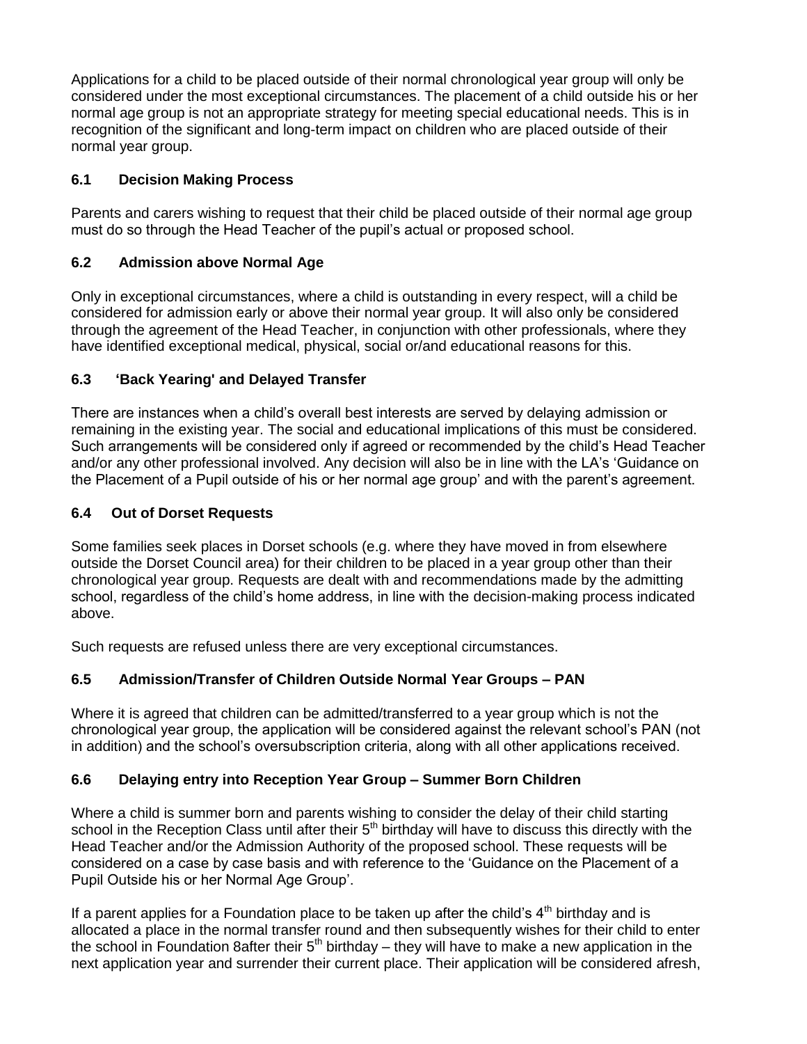Applications for a child to be placed outside of their normal chronological year group will only be considered under the most exceptional circumstances. The placement of a child outside his or her normal age group is not an appropriate strategy for meeting special educational needs. This is in recognition of the significant and long-term impact on children who are placed outside of their normal year group.

### 6.1 Decision Making Process

Parents and carers wishing to request that their child be placed outside of their normal age group must do so through the Head Teacher of the pupil's actual or proposed school.

### 6.2 Admission above Normal Age

Only in exceptional circumstances, where a child is outstanding in every respect, will a child be considered for admission early or above their normal year group. It will also only be considered through the agreement of the Head Teacher, in conjunction with other professionals, where they have identified exceptional medical, physical, social or/and educational reasons for this.

### 6.3 'Back Yearing' and Delayed Transfer

There are instances when a child's overall best interests are served by delaying admission or remaining in the existing year. The social and educational implications of this must be considered. Such arrangements will be considered only if agreed or recommended by the child's Head Teacher and/or any other professional involved. Any decision will also be in line with the LA's 'Guidance on the Placement of a Pupil outside of his or her normal age group' and with the parent's agreement.

### 6.4 Out of Dorset Requests

Some families seek places in Dorset schools (e.g. where they have moved in from elsewhere outside the Dorset Council area) for their children to be placed in a year group other than their chronological year group. Requests are dealt with and recommendations made by the admitting school, regardless of the child's home address, in line with the decision-making process indicated above.

Such requests are refused unless there are very exceptional circumstances.

### 6.5 Admission/Transfer of Children Outside Normal Year Groups – PAN

Where it is agreed that children can be admitted/transferred to a year group which is not the chronological year group, the application will be considered against the relevant school's PAN (not in addition) and the school's oversubscription criteria, along with all other applications received.

### 6.6 Delaying entry into Reception Year Group – Summer Born Children

Where a child is summer born and parents wishing to consider the delay of their child starting school in the Reception Class until after their 5th birthday will have to discuss this directly with the Head Teacher and/or the Admission Authority of the proposed school. These requests will be considered on a case by case basis and with reference to the 'Guidance on the Placement of a Pupil Outside his or her Normal Age Group'.

If a parent applies for a Foundation place to be taken up after the child's 4th birthday and is allocated a place in the normal transfer round and then subsequently wishes for their child to enter the school in Foundation 8after their 5th birthday – they will have to make a new application in the next application year and surrender their current place. Their application will be considered afresh,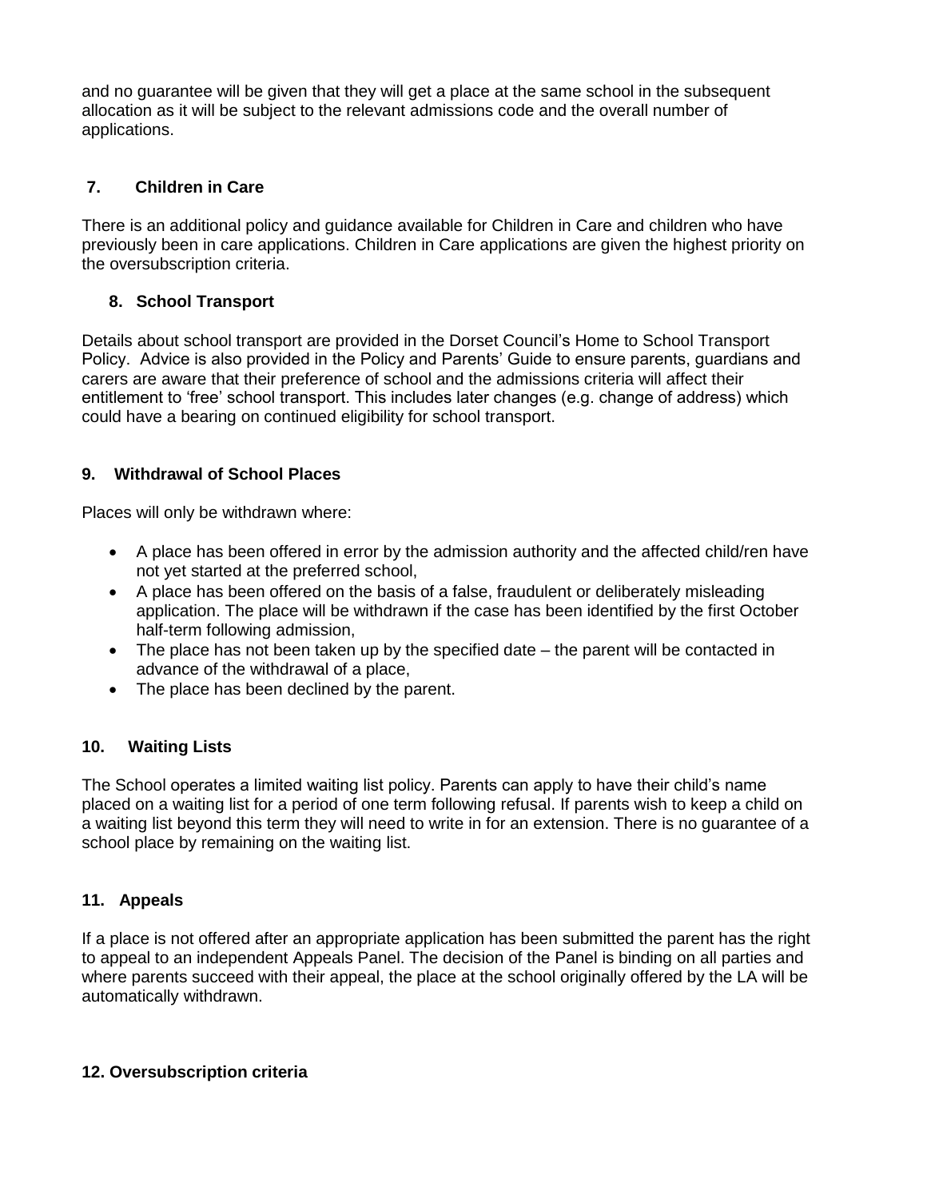and no guarantee will be given that they will get a place at the same school in the subsequent allocation as it will be subject to the relevant admissions code and the overall number of applications.

## 7. Children in Care

There is an additional policy and guidance available for Children in Care and children who have previously been in care applications. Children in Care applications are given the highest priority on the oversubscription criteria.

## 8. School Transport

Details about school transport are provided in the Dorset Council's Home to School Transport Policy. Advice is also provided in the Policy and Parents' Guide to ensure parents, guardians and carers are aware that their preference of school and the admissions criteria will affect their entitlement to 'free' school transport. This includes later changes (e.g. change of address) which could have a bearing on continued eligibility for school transport.

## 9. Withdrawal of School Places

Places will only be withdrawn where:

- A place has been offered in error by the admission authority and the affected child/ren have not yet started at the preferred school,
- A place has been offered on the basis of a false, fraudulent or deliberately misleading application. The place will be withdrawn if the case has been identified by the first October half-term following admission,
- The place has not been taken up by the specified date – the parent will be contacted in advance of the withdrawal of a place,
- The place has been declined by the parent.

## 10. Waiting Lists

The School operates a limited waiting list policy. Parents can apply to have their child's name placed on a waiting list for a period of one term following refusal. If parents wish to keep a child on a waiting list beyond this term they will need to write in for an extension. There is no guarantee of a school place by remaining on the waiting list.

## 11. Appeals

If a place is not offered after an appropriate application has been submitted the parent has the right to appeal to an independent Appeals Panel. The decision of the Panel is binding on all parties and where parents succeed with their appeal, the place at the school originally offered by the LA will be automatically withdrawn.

## 12. Oversubscription criteria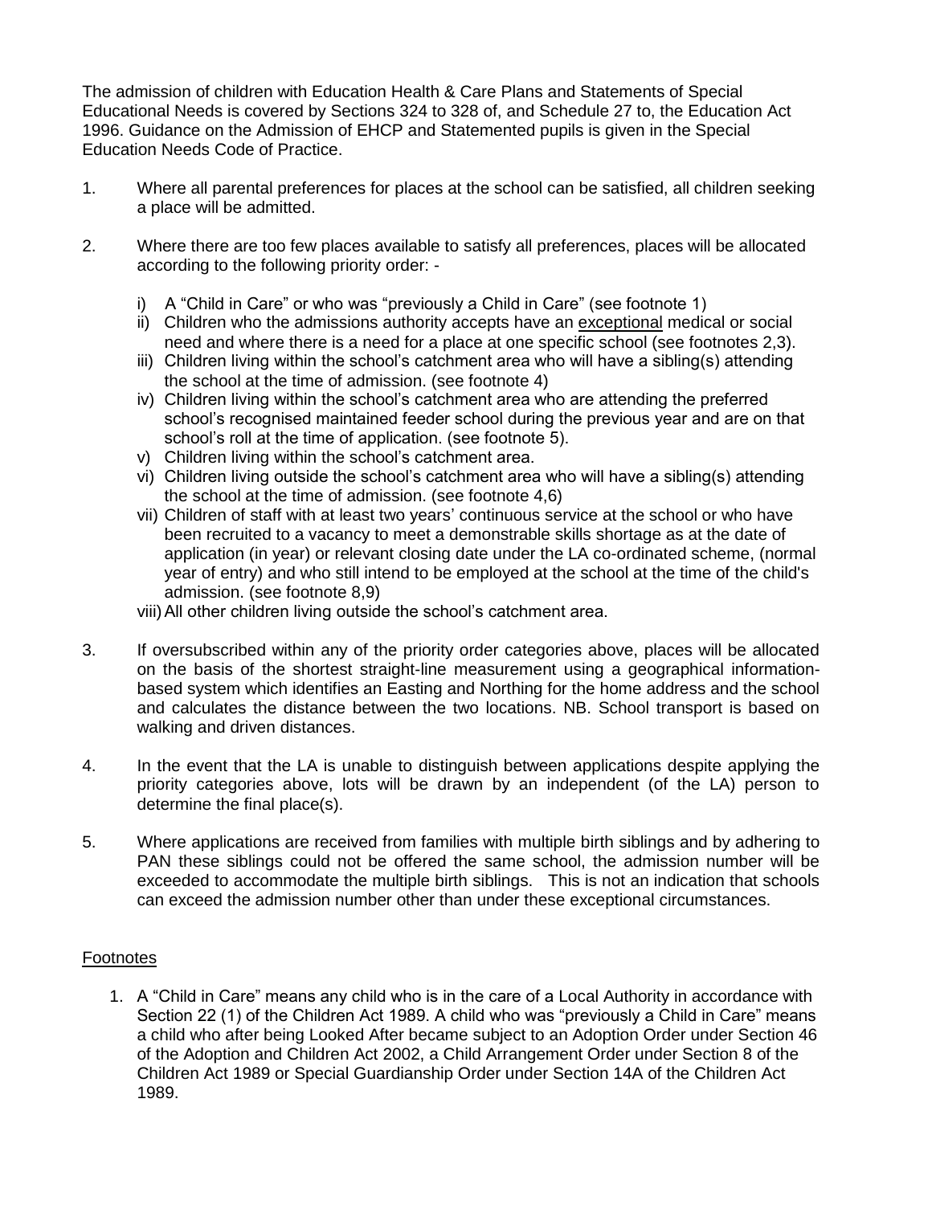The admission of children with Education Health & Care Plans and Statements of Special Educational Needs is covered by Sections 324 to 328 of, and Schedule 27 to, the Education Act 1996. Guidance on the Admission of EHCP and Statemented pupils is given in the Special Education Needs Code of Practice.

1. Where all parental preferences for places at the school can be satisfied, all children seeking a place will be admitted.

2. Where there are too few places available to satisfy all preferences, places will be allocated according to the following priority order: -

   i) A "Child in Care" or who was "previously a Child in Care" (see footnote 1)
   ii) Children who the admissions authority accepts have an exceptional medical or social need and where there is a need for a place at one specific school (see footnotes 2,3).
   iii) Children living within the school's catchment area who will have a sibling(s) attending the school at the time of admission. (see footnote 4)
   iv) Children living within the school's catchment area who are attending the preferred school's recognised maintained feeder school during the previous year and are on that school's roll at the time of application. (see footnote 5).
   v) Children living within the school's catchment area.
   vi) Children living outside the school's catchment area who will have a sibling(s) attending the school at the time of admission. (see footnote 4,6)
   vii) Children of staff with at least two years' continuous service at the school or who have been recruited to a vacancy to meet a demonstrable skills shortage as at the date of application (in year) or relevant closing date under the LA co-ordinated scheme, (normal year of entry) and who still intend to be employed at the school at the time of the child's admission. (see footnote 8,9)
   viii) All other children living outside the school's catchment area.

3. If oversubscribed within any of the priority order categories above, places will be allocated on the basis of the shortest straight-line measurement using a geographical information-based system which identifies an Easting and Northing for the home address and the school and calculates the distance between the two locations. NB. School transport is based on walking and driven distances.

4. In the event that the LA is unable to distinguish between applications despite applying the priority categories above, lots will be drawn by an independent (of the LA) person to determine the final place(s).

5. Where applications are received from families with multiple birth siblings and by adhering to PAN these siblings could not be offered the same school, the admission number will be exceeded to accommodate the multiple birth siblings. This is not an indication that schools can exceed the admission number other than under these exceptional circumstances.

## Footnotes

1. A "Child in Care" means any child who is in the care of a Local Authority in accordance with Section 22 (1) of the Children Act 1989. A child who was "previously a Child in Care" means a child who after being Looked After became subject to an Adoption Order under Section 46 of the Adoption and Children Act 2002, a Child Arrangement Order under Section 8 of the Children Act 1989 or Special Guardianship Order under Section 14A of the Children Act 1989.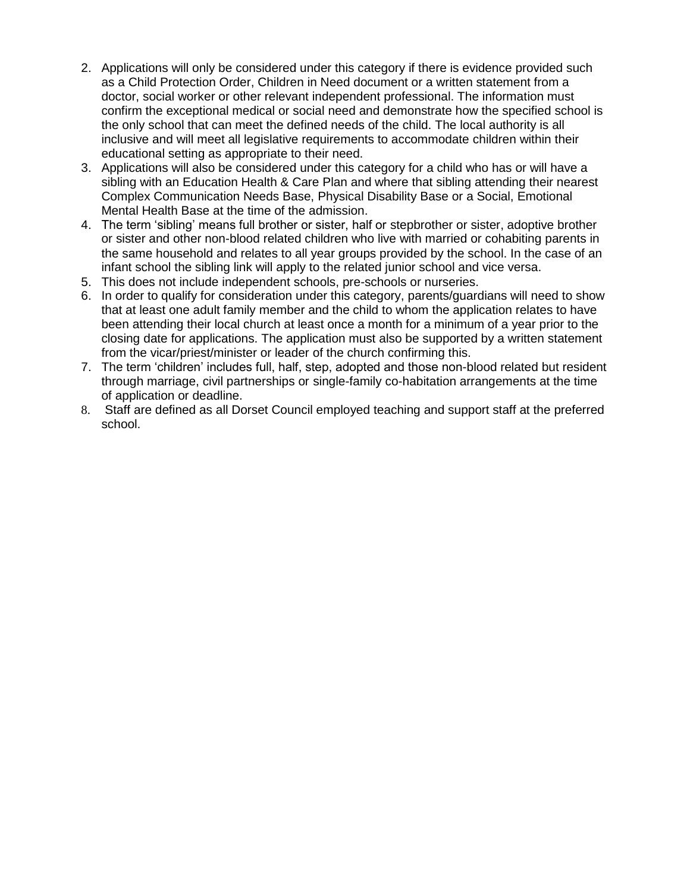2. Applications will only be considered under this category if there is evidence provided such as a Child Protection Order, Children in Need document or a written statement from a doctor, social worker or other relevant independent professional. The information must confirm the exceptional medical or social need and demonstrate how the specified school is the only school that can meet the defined needs of the child. The local authority is all inclusive and will meet all legislative requirements to accommodate children within their educational setting as appropriate to their need.
3. Applications will also be considered under this category for a child who has or will have a sibling with an Education Health & Care Plan and where that sibling attending their nearest Complex Communication Needs Base, Physical Disability Base or a Social, Emotional Mental Health Base at the time of the admission.
4. The term 'sibling' means full brother or sister, half or stepbrother or sister, adoptive brother or sister and other non-blood related children who live with married or cohabiting parents in the same household and relates to all year groups provided by the school. In the case of an infant school the sibling link will apply to the related junior school and vice versa.
5. This does not include independent schools, pre-schools or nurseries.
6. In order to qualify for consideration under this category, parents/guardians will need to show that at least one adult family member and the child to whom the application relates to have been attending their local church at least once a month for a minimum of a year prior to the closing date for applications. The application must also be supported by a written statement from the vicar/priest/minister or leader of the church confirming this.
7. The term 'children' includes full, half, step, adopted and those non-blood related but resident through marriage, civil partnerships or single-family co-habitation arrangements at the time of application or deadline.
8. Staff are defined as all Dorset Council employed teaching and support staff at the preferred school.